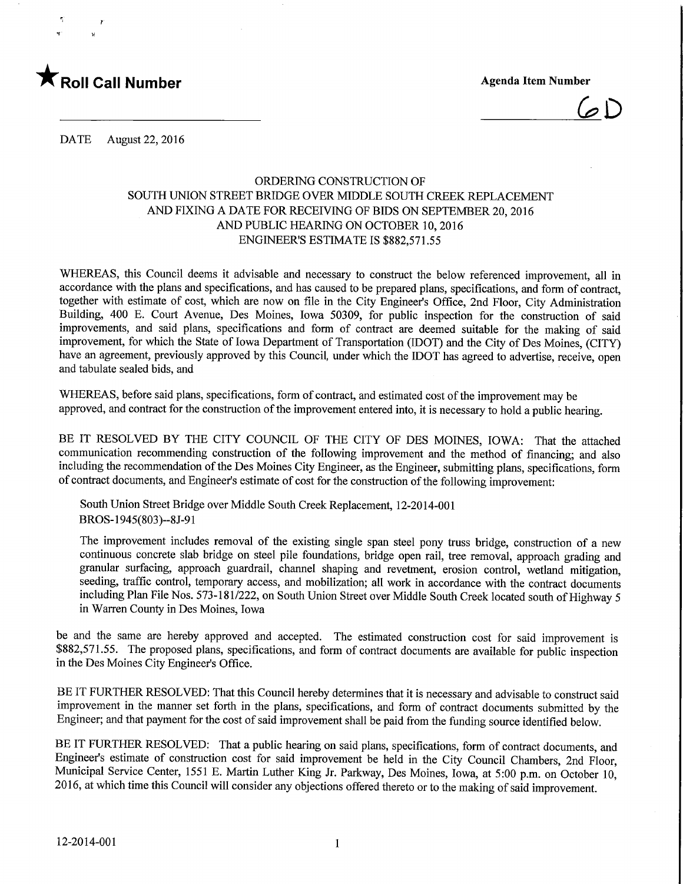★ **Roll Call Number**

**Agenda Item Number**

6D

DATE August 22, 2016

ORDERING CONSTRUCTION OF
SOUTH UNION STREET BRIDGE OVER MIDDLE SOUTH CREEK REPLACEMENT
AND FIXING A DATE FOR RECEIVING OF BIDS ON SEPTEMBER 20, 2016
AND PUBLIC HEARING ON OCTOBER 10, 2016
ENGINEER'S ESTIMATE IS $882,571.55

WHEREAS, this Council deems it advisable and necessary to construct the below referenced improvement, all in accordance with the plans and specifications, and has caused to be prepared plans, specifications, and form of contract, together with estimate of cost, which are now on file in the City Engineer's Office, 2nd Floor, City Administration Building, 400 E. Court Avenue, Des Moines, Iowa 50309, for public inspection for the construction of said improvements, and said plans, specifications and form of contract are deemed suitable for the making of said improvement, for which the State of Iowa Department of Transportation (IDOT) and the City of Des Moines, (CITY) have an agreement, previously approved by this Council, under which the IDOT has agreed to advertise, receive, open and tabulate sealed bids, and

WHEREAS, before said plans, specifications, form of contract, and estimated cost of the improvement may be approved, and contract for the construction of the improvement entered into, it is necessary to hold a public hearing.

BE IT RESOLVED BY THE CITY COUNCIL OF THE CITY OF DES MOINES, IOWA: That the attached communication recommending construction of the following improvement and the method of financing; and also including the recommendation of the Des Moines City Engineer, as the Engineer, submitting plans, specifications, form of contract documents, and Engineer's estimate of cost for the construction of the following improvement:

> South Union Street Bridge over Middle South Creek Replacement, 12-2014-001
> BROS-1945(803)--8J-91
>
> The improvement includes removal of the existing single span steel pony truss bridge, construction of a new continuous concrete slab bridge on steel pile foundations, bridge open rail, tree removal, approach grading and granular surfacing, approach guardrail, channel shaping and revetment, erosion control, wetland mitigation, seeding, traffic control, temporary access, and mobilization; all work in accordance with the contract documents including Plan File Nos. 573-181/222, on South Union Street over Middle South Creek located south of Highway 5 in Warren County in Des Moines, Iowa

be and the same are hereby approved and accepted. The estimated construction cost for said improvement is $882,571.55. The proposed plans, specifications, and form of contract documents are available for public inspection in the Des Moines City Engineer's Office.

BE IT FURTHER RESOLVED: That this Council hereby determines that it is necessary and advisable to construct said improvement in the manner set forth in the plans, specifications, and form of contract documents submitted by the Engineer; and that payment for the cost of said improvement shall be paid from the funding source identified below.

BE IT FURTHER RESOLVED: That a public hearing on said plans, specifications, form of contract documents, and Engineer's estimate of construction cost for said improvement be held in the City Council Chambers, 2nd Floor, Municipal Service Center, 1551 E. Martin Luther King Jr. Parkway, Des Moines, Iowa, at 5:00 p.m. on October 10, 2016, at which time this Council will consider any objections offered thereto or to the making of said improvement.

12-2014-001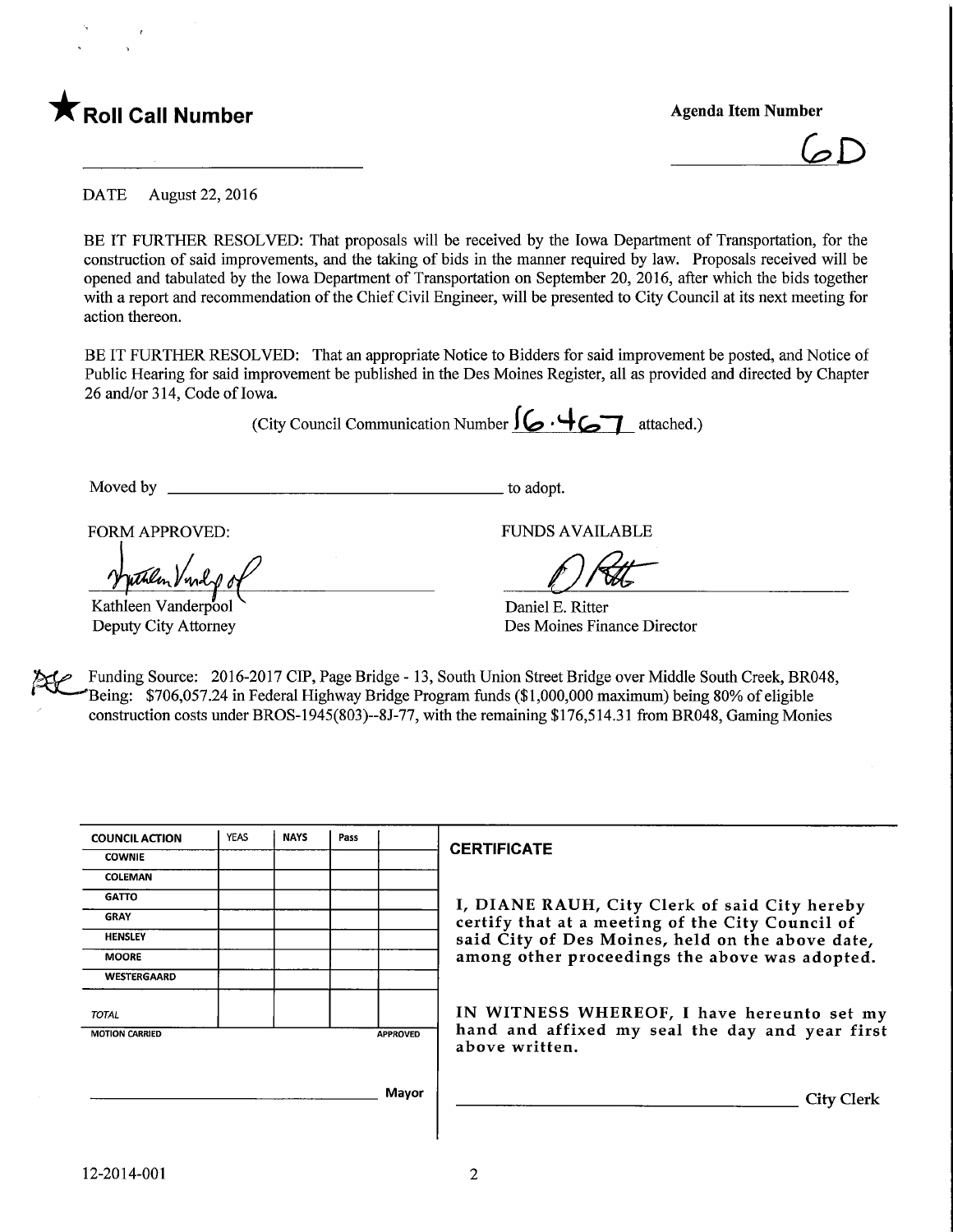★ **Roll Call Number**

**Agenda Item Number**

6D

DATE August 22, 2016

BE IT FURTHER RESOLVED: That proposals will be received by the Iowa Department of Transportation, for the construction of said improvements, and the taking of bids in the manner required by law. Proposals received will be opened and tabulated by the Iowa Department of Transportation on September 20, 2016, after which the bids together with a report and recommendation of the Chief Civil Engineer, will be presented to City Council at its next meeting for action thereon.

BE IT FURTHER RESOLVED: That an appropriate Notice to Bidders for said improvement be posted, and Notice of Public Hearing for said improvement be published in the Des Moines Register, all as provided and directed by Chapter 26 and/or 314, Code of Iowa.

(City Council Communication Number 16.467 attached.)

Moved by ______________________________ to adopt.

FORM APPROVED:

Kathleen Vanderpool
Deputy City Attorney

FUNDS AVAILABLE

Daniel E. Ritter
Des Moines Finance Director

Funding Source: 2016-2017 CIP, Page Bridge - 13, South Union Street Bridge over Middle South Creek, BR048, Being: $706,057.24 in Federal Highway Bridge Program funds ($1,000,000 maximum) being 80% of eligible construction costs under BROS-1945(803)--8J-77, with the remaining $176,514.31 from BR048, Gaming Monies

| COUNCIL ACTION | YEAS | NAYS | Pass | |
|---|---|---|---|---|
| COWNIE | | | | |
| COLEMAN | | | | |
| GATTO | | | | |
| GRAY | | | | |
| HENSLEY | | | | |
| MOORE | | | | |
| WESTERGAARD | | | | |
| TOTAL | | | | |
| MOTION CARRIED | | | | APPROVED |

______________________________ Mayor

**CERTIFICATE**

I, DIANE RAUH, City Clerk of said City hereby certify that at a meeting of the City Council of said City of Des Moines, held on the above date, among other proceedings the above was adopted.

IN WITNESS WHEREOF, I have hereunto set my hand and affixed my seal the day and year first above written.

______________________________ City Clerk

12-2014-001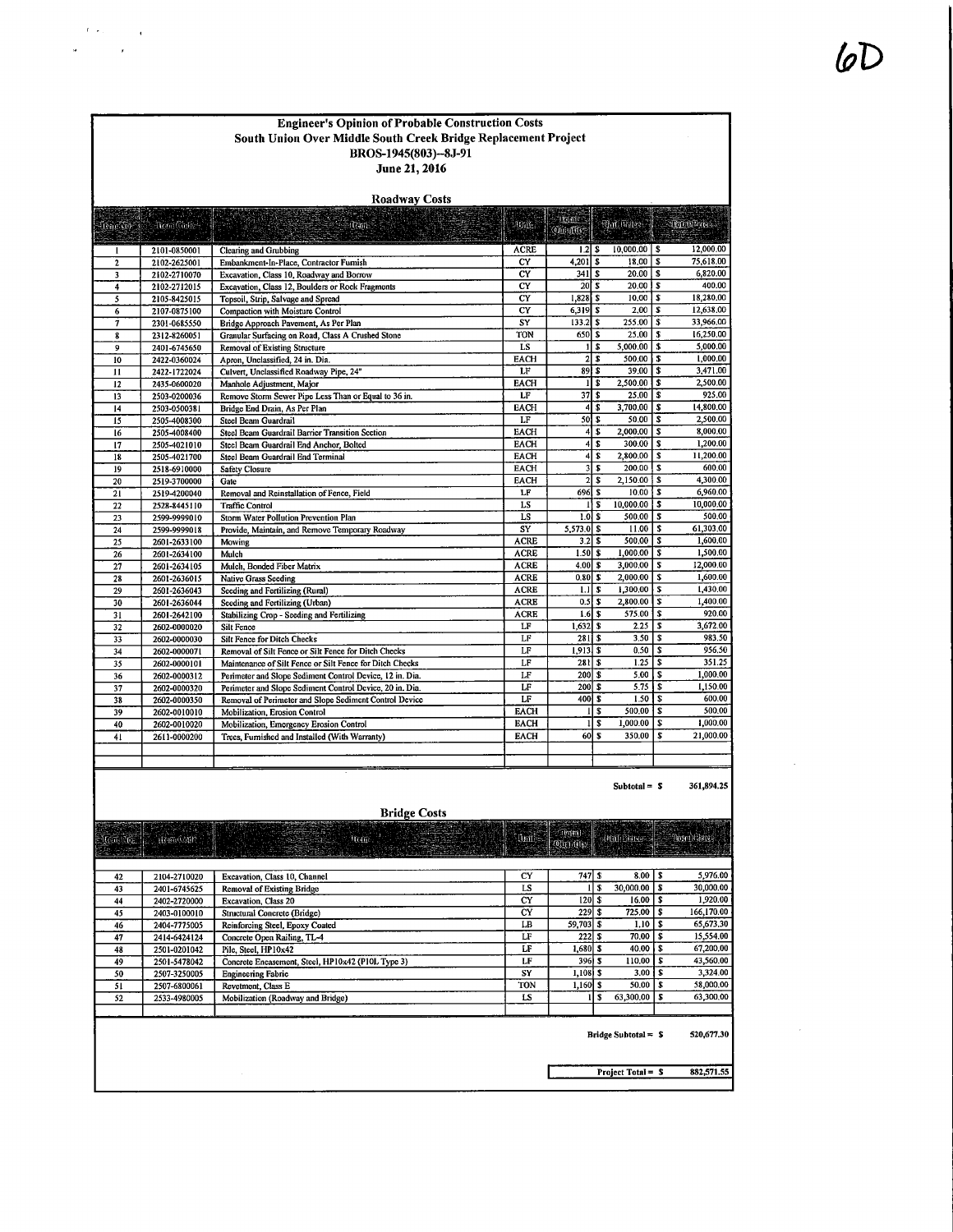6D

## Engineer's Opinion of Probable Construction Costs
## South Union Over Middle South Creek Bridge Replacement Project
## BROS-1945(803)--8J-91
## June 21, 2016

### Roadway Costs

| Item No. | Item Code | Item | Unit | Total Quantity | Unit Price | Total Price |
|---|---|---|---|---|---|---|
| 1 | 2101-0850001 | Clearing and Grubbing | ACRE | 1.2 | $ 10,000.00 | $ 12,000.00 |
| 2 | 2102-2625001 | Embankment-In-Place, Contractor Furnish | CY | 4,201 | $ 18.00 | $ 75,618.00 |
| 3 | 2102-2710070 | Excavation, Class 10, Roadway and Borrow | CY | 341 | $ 20.00 | $ 6,820.00 |
| 4 | 2102-2712015 | Excavation, Class 12, Boulders or Rock Fragments | CY | 20 | $ 20.00 | $ 400.00 |
| 5 | 2105-8425015 | Topsoil, Strip, Salvage and Spread | CY | 1,828 | $ 10.00 | $ 18,280.00 |
| 6 | 2107-0875100 | Compaction with Moisture Control | CY | 6,319 | $ 2.00 | $ 12,638.00 |
| 7 | 2301-0685550 | Bridge Approach Pavement, As Per Plan | SY | 133.2 | $ 255.00 | $ 33,966.00 |
| 8 | 2312-8260051 | Granular Surfacing on Road, Class A Crushed Stone | TON | 650 | $ 25.00 | $ 16,250.00 |
| 9 | 2401-6745650 | Removal of Existing Structure | LS | 1 | $ 5,000.00 | $ 5,000.00 |
| 10 | 2422-0360024 | Apron, Unclassified, 24 in. Dia. | EACH | 2 | $ 500.00 | $ 1,000.00 |
| 11 | 2422-1722024 | Culvert, Unclassified Roadway Pipe, 24" | LF | 89 | $ 39.00 | $ 3,471.00 |
| 12 | 2435-0600020 | Manhole Adjustment, Major | EACH | 1 | $ 2,500.00 | $ 2,500.00 |
| 13 | 2503-0200036 | Remove Storm Sewer Pipe Less Than or Equal to 36 in. | LF | 37 | $ 25.00 | $ 925.00 |
| 14 | 2503-0500381 | Bridge End Drain, As Per Plan | EACH | 4 | $ 3,700.00 | $ 14,800.00 |
| 15 | 2505-4008300 | Steel Beam Guardrail | LF | 50 | $ 50.00 | $ 2,500.00 |
| 16 | 2505-4008400 | Steel Beam Guardrail Barrier Transition Section | EACH | 4 | $ 2,000.00 | $ 8,000.00 |
| 17 | 2505-4021010 | Steel Beam Guardrail End Anchor, Bolted | EACH | 4 | $ 300.00 | $ 1,200.00 |
| 18 | 2505-4021700 | Steel Beam Guardrail End Terminal | EACH | 4 | $ 2,800.00 | $ 11,200.00 |
| 19 | 2518-6910000 | Safety Closure | EACH | 3 | $ 200.00 | $ 600.00 |
| 20 | 2519-3700000 | Gate | EACH | 2 | $ 2,150.00 | $ 4,300.00 |
| 21 | 2519-4200040 | Removal and Reinstallation of Fence, Field | LF | 696 | $ 10.00 | $ 6,960.00 |
| 22 | 2528-8445110 | Traffic Control | LS | 1 | $ 10,000.00 | $ 10,000.00 |
| 23 | 2599-9999010 | Storm Water Pollution Prevention Plan | LS | 1.0 | $ 500.00 | $ 500.00 |
| 24 | 2599-9999018 | Provide, Maintain, and Remove Temporary Roadway | SY | 5,573.0 | $ 11.00 | $ 61,303.00 |
| 25 | 2601-2633100 | Mowing | ACRE | 3.2 | $ 500.00 | $ 1,600.00 |
| 26 | 2601-2634100 | Mulch | ACRE | 1.50 | $ 1,000.00 | $ 1,500.00 |
| 27 | 2601-2634105 | Mulch, Bonded Fiber Matrix | ACRE | 4.00 | $ 3,000.00 | $ 12,000.00 |
| 28 | 2601-2636015 | Native Grass Seeding | ACRE | 0.80 | $ 2,000.00 | $ 1,600.00 |
| 29 | 2601-2636043 | Seeding and Fertilizing (Rural) | ACRE | 1.1 | $ 1,300.00 | $ 1,430.00 |
| 30 | 2601-2636044 | Seeding and Fertilizing (Urban) | ACRE | 0.5 | $ 2,800.00 | $ 1,400.00 |
| 31 | 2601-2642100 | Stabilizing Crop - Seeding and Fertilizing | ACRE | 1.6 | $ 575.00 | $ 920.00 |
| 32 | 2602-0000020 | Silt Fence | LF | 1,632 | $ 2.25 | $ 3,672.00 |
| 33 | 2602-0000030 | Silt Fence for Ditch Checks | LF | 281 | $ 3.50 | $ 983.50 |
| 34 | 2602-0000071 | Removal of Silt Fence or Silt Fence for Ditch Checks | LF | 1,913 | $ 0.50 | $ 956.50 |
| 35 | 2602-0000101 | Maintenance of Silt Fence or Silt Fence for Ditch Checks | LF | 281 | $ 1.25 | $ 351.25 |
| 36 | 2602-0000312 | Perimeter and Slope Sediment Control Device, 12 in. Dia. | LF | 200 | $ 5.00 | $ 1,000.00 |
| 37 | 2602-0000320 | Perimeter and Slope Sediment Control Device, 20 in. Dia. | LF | 200 | $ 5.75 | $ 1,150.00 |
| 38 | 2602-0000350 | Removal of Perimeter and Slope Sediment Control Device | LF | 400 | $ 1.50 | $ 600.00 |
| 39 | 2602-0010010 | Mobilization, Erosion Control | EACH | 1 | $ 500.00 | $ 500.00 |
| 40 | 2602-0010020 | Mobilization, Emergency Erosion Control | EACH | 1 | $ 1,000.00 | $ 1,000.00 |
| 41 | 2611-0000200 | Trees, Furnished and Installed (With Warranty) | EACH | 60 | $ 350.00 | $ 21,000.00 |

Subtotal = $ 361,894.25

### Bridge Costs

| Item No. | Item Code | Item | Unit | Total Quantity | Unit Price | Total Price |
|---|---|---|---|---|---|---|
| 42 | 2104-2710020 | Excavation, Class 10, Channel | CY | 747 | $ 8.00 | $ 5,976.00 |
| 43 | 2401-6745625 | Removal of Existing Bridge | LS | 1 | $ 30,000.00 | $ 30,000.00 |
| 44 | 2402-2720000 | Excavation, Class 20 | CY | 120 | $ 16.00 | $ 1,920.00 |
| 45 | 2403-0100010 | Structural Concrete (Bridge) | CY | 229 | $ 725.00 | $ 166,170.00 |
| 46 | 2404-7775005 | Reinforcing Steel, Epoxy Coated | LB | 59,703 | $ 1.10 | $ 65,673.30 |
| 47 | 2414-6424124 | Concrete Open Railing, TL-4 | LF | 222 | $ 70.00 | $ 15,554.00 |
| 48 | 2501-0201042 | Pile, Steel, HP10x42 | LF | 1,680 | $ 40.00 | $ 67,200.00 |
| 49 | 2501-5478042 | Concrete Encasement, Steel, HP10x42 (P10L Type 3) | LF | 396 | $ 110.00 | $ 43,560.00 |
| 50 | 2507-3250005 | Engineering Fabric | SY | 1,108 | $ 3.00 | $ 3,324.00 |
| 51 | 2507-6800061 | Revetment, Class E | TON | 1,160 | $ 50.00 | $ 58,000.00 |
| 52 | 2533-4980005 | Mobilization (Roadway and Bridge) | LS | 1 | $ 63,300.00 | $ 63,300.00 |

Bridge Subtotal = $ 520,677.30

Project Total = $ 882,571.55